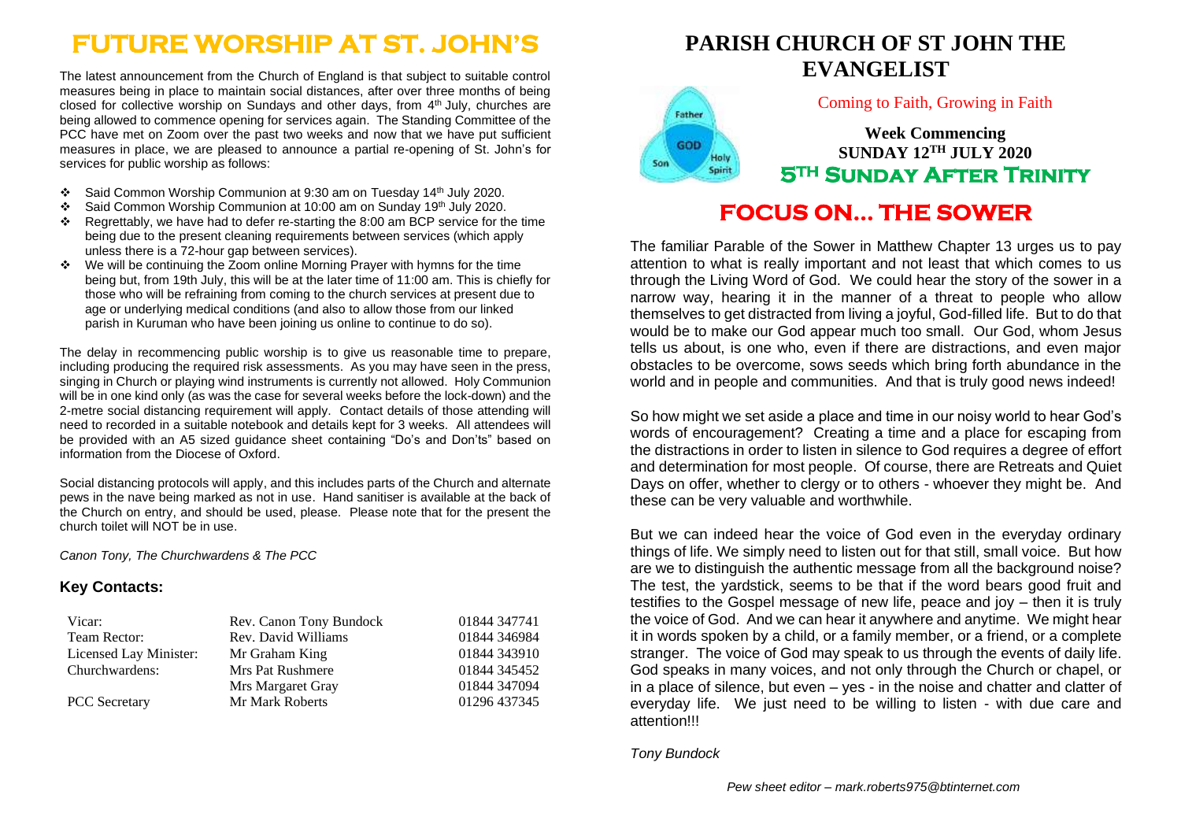# FUTURE WORSHIP AT ST. JOHN'S

The latest announcement from the Church of England is that subject to suitable control measures being in place to maintain social distances, after over three months of being closed for collective worship on Sundays and other days, from 4th July, churches are being allowed to commence opening for services again. The Standing Committee of the PCC have met on Zoom over the past two weeks and now that we have put sufficient measures in place, we are pleased to announce a partial re-opening of St. John's for services for public worship as follows:

- Said Common Worship Communion at 9:30 am on Tuesday 14th July 2020.
- Said Common Worship Communion at 10:00 am on Sunday 19th July 2020.
- Regrettably, we have had to defer re-starting the 8:00 am BCP service for the time being due to the present cleaning requirements between services (which apply unless there is a 72-hour gap between services).
- We will be continuing the Zoom online Morning Prayer with hymns for the time being but, from 19th July, this will be at the later time of 11:00 am. This is chiefly for those who will be refraining from coming to the church services at present due to age or underlying medical conditions (and also to allow those from our linked parish in Kuruman who have been joining us online to continue to do so).

The delay in recommencing public worship is to give us reasonable time to prepare, including producing the required risk assessments. As you may have seen in the press, singing in Church or playing wind instruments is currently not allowed. Holy Communion will be in one kind only (as was the case for several weeks before the lock-down) and the 2-metre social distancing requirement will apply. Contact details of those attending will need to recorded in a suitable notebook and details kept for 3 weeks. All attendees will be provided with an A5 sized guidance sheet containing "Do's and Don'ts" based on information from the Diocese of Oxford.

Social distancing protocols will apply, and this includes parts of the Church and alternate pews in the nave being marked as not in use. Hand sanitiser is available at the back of the Church on entry, and should be used, please. Please note that for the present the church toilet will NOT be in use.

*Canon Tony, The Churchwardens & The PCC*

### Key Contacts:

| | | |
|---|---|---|
| Vicar: | Rev. Canon Tony Bundock | 01844 347741 |
| Team Rector: | Rev. David Williams | 01844 346984 |
| Licensed Lay Minister: | Mr Graham King | 01844 343910 |
| Churchwardens: | Mrs Pat Rushmere | 01844 345452 |
| | Mrs Margaret Gray | 01844 347094 |
| PCC Secretary | Mr Mark Roberts | 01296 437345 |

# PARISH CHURCH OF ST JOHN THE EVANGELIST

Coming to Faith, Growing in Faith

**Week Commencing**
**SUNDAY 12TH JULY 2020**
**5TH SUNDAY AFTER TRINITY**

# FOCUS ON... THE SOWER

The familiar Parable of the Sower in Matthew Chapter 13 urges us to pay attention to what is really important and not least that which comes to us through the Living Word of God. We could hear the story of the sower in a narrow way, hearing it in the manner of a threat to people who allow themselves to get distracted from living a joyful, God-filled life. But to do that would be to make our God appear much too small. Our God, whom Jesus tells us about, is one who, even if there are distractions, and even major obstacles to be overcome, sows seeds which bring forth abundance in the world and in people and communities. And that is truly good news indeed!

So how might we set aside a place and time in our noisy world to hear God's words of encouragement? Creating a time and a place for escaping from the distractions in order to listen in silence to God requires a degree of effort and determination for most people. Of course, there are Retreats and Quiet Days on offer, whether to clergy or to others - whoever they might be. And these can be very valuable and worthwhile.

But we can indeed hear the voice of God even in the everyday ordinary things of life. We simply need to listen out for that still, small voice. But how are we to distinguish the authentic message from all the background noise? The test, the yardstick, seems to be that if the word bears good fruit and testifies to the Gospel message of new life, peace and joy – then it is truly the voice of God. And we can hear it anywhere and anytime. We might hear it in words spoken by a child, or a family member, or a friend, or a complete stranger. The voice of God may speak to us through the events of daily life. God speaks in many voices, and not only through the Church or chapel, or in a place of silence, but even – yes - in the noise and chatter and clatter of everyday life. We just need to be willing to listen - with due care and attention!!!

*Tony Bundock*

*Pew sheet editor – mark.roberts975@btinternet.com*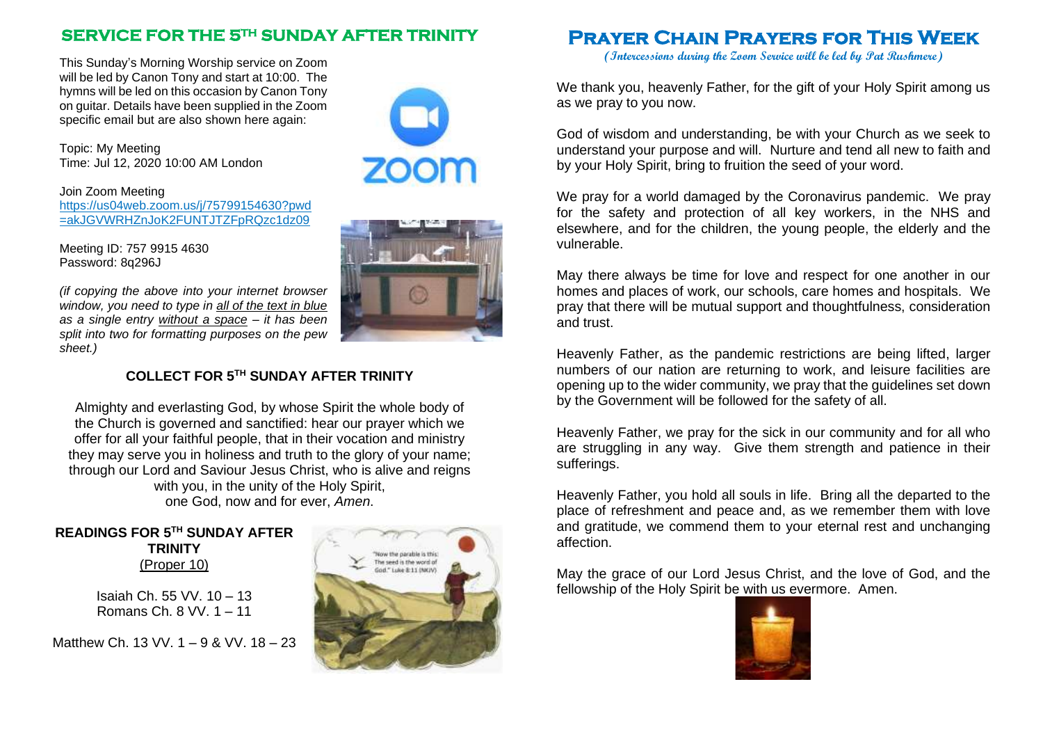## SERVICE FOR THE 5TH SUNDAY AFTER TRINITY

This Sunday's Morning Worship service on Zoom will be led by Canon Tony and start at 10:00. The hymns will be led on this occasion by Canon Tony on guitar. Details have been supplied in the Zoom specific email but are also shown here again:

Topic: My Meeting
Time: Jul 12, 2020 10:00 AM London

Join Zoom Meeting
https://us04web.zoom.us/j/75799154630?pwd=akJGVWRHZnJoK2FUNTJTZFpRQzc1dz09

Meeting ID: 757 9915 4630
Password: 8q296J

*(if copying the above into your internet browser window, you need to type in all of the text in blue as a single entry without a space – it has been split into two for formatting purposes on the pew sheet.)*

### COLLECT FOR 5TH SUNDAY AFTER TRINITY

Almighty and everlasting God, by whose Spirit the whole body of the Church is governed and sanctified: hear our prayer which we offer for all your faithful people, that in their vocation and ministry they may serve you in holiness and truth to the glory of your name; through our Lord and Saviour Jesus Christ, who is alive and reigns with you, in the unity of the Holy Spirit, one God, now and for ever, *Amen*.

### READINGS FOR 5TH SUNDAY AFTER TRINITY
(Proper 10)

Isaiah Ch. 55 VV. 10 – 13
Romans Ch. 8 VV. 1 – 11

Matthew Ch. 13 VV. 1 – 9 & VV. 18 – 23

## PRAYER CHAIN PRAYERS FOR THIS WEEK

*(Intercessions during the Zoom Service will be led by Pat Rushmere)*

We thank you, heavenly Father, for the gift of your Holy Spirit among us as we pray to you now.

God of wisdom and understanding, be with your Church as we seek to understand your purpose and will. Nurture and tend all new to faith and by your Holy Spirit, bring to fruition the seed of your word.

We pray for a world damaged by the Coronavirus pandemic. We pray for the safety and protection of all key workers, in the NHS and elsewhere, and for the children, the young people, the elderly and the vulnerable.

May there always be time for love and respect for one another in our homes and places of work, our schools, care homes and hospitals. We pray that there will be mutual support and thoughtfulness, consideration and trust.

Heavenly Father, as the pandemic restrictions are being lifted, larger numbers of our nation are returning to work, and leisure facilities are opening up to the wider community, we pray that the guidelines set down by the Government will be followed for the safety of all.

Heavenly Father, we pray for the sick in our community and for all who are struggling in any way. Give them strength and patience in their sufferings.

Heavenly Father, you hold all souls in life. Bring all the departed to the place of refreshment and peace and, as we remember them with love and gratitude, we commend them to your eternal rest and unchanging affection.

May the grace of our Lord Jesus Christ, and the love of God, and the fellowship of the Holy Spirit be with us evermore. Amen.